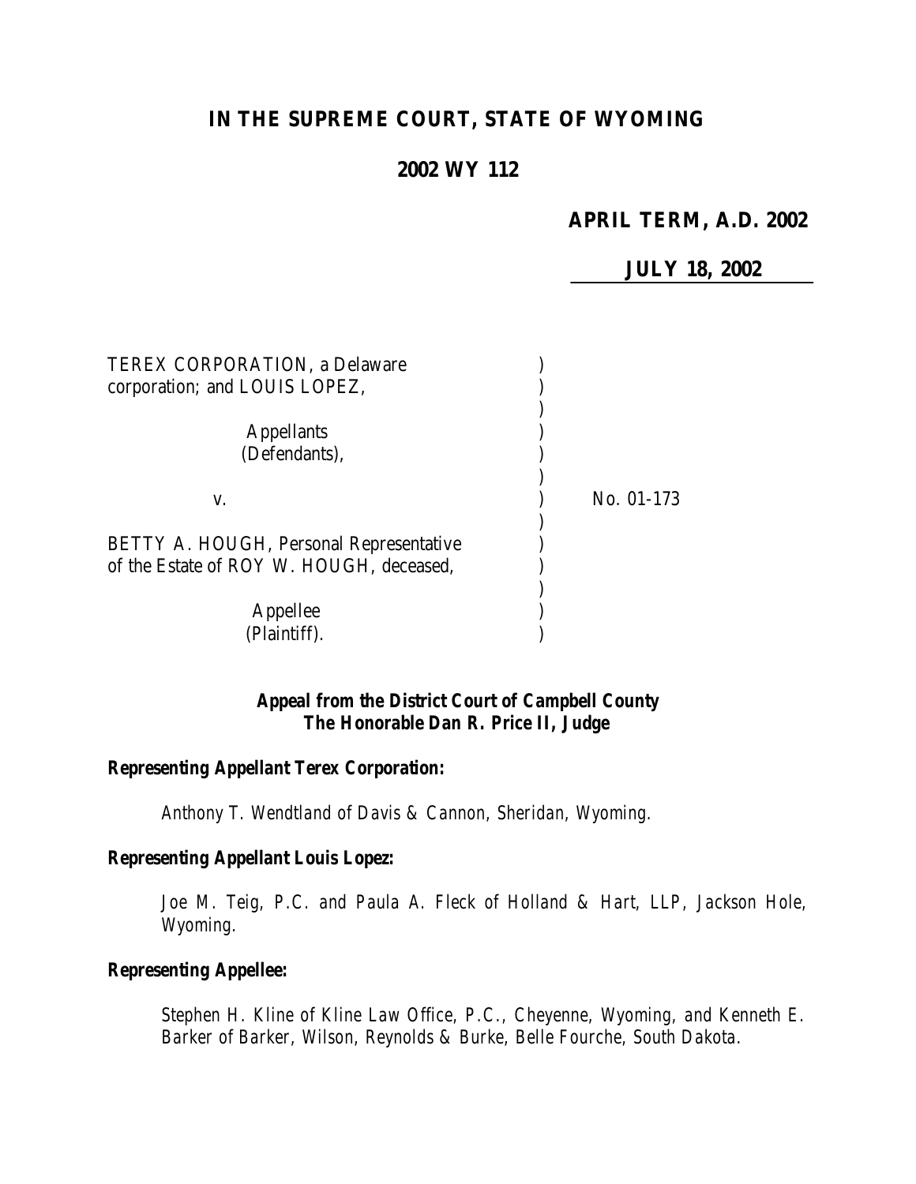# IN THE SUPREME COURT, STATE OF WYOMING

## 2002 WY 112

**APRIL TERM, A.D. 2002**

**JULY 18, 2002**

TEREX CORPORATION, a Delaware corporation; and LOUIS LOPEZ,

Appellants (Defendants),

v.

BETTY A. HOUGH, Personal Representative of the Estate of ROY W. HOUGH, deceased,

Appellee (Plaintiff).

No. 01-173

***Appeal from the District Court of Campbell County***
***The Honorable Dan R. Price II, Judge***

***Representing Appellant Terex Corporation:***

*Anthony T. Wendtland of Davis & Cannon, Sheridan, Wyoming.*

***Representing Appellant Louis Lopez:***

*Joe M. Teig, P.C. and Paula A. Fleck of Holland & Hart, LLP, Jackson Hole, Wyoming.*

***Representing Appellee:***

*Stephen H. Kline of Kline Law Office, P.C., Cheyenne, Wyoming, and Kenneth E. Barker of Barker, Wilson, Reynolds & Burke, Belle Fourche, South Dakota.*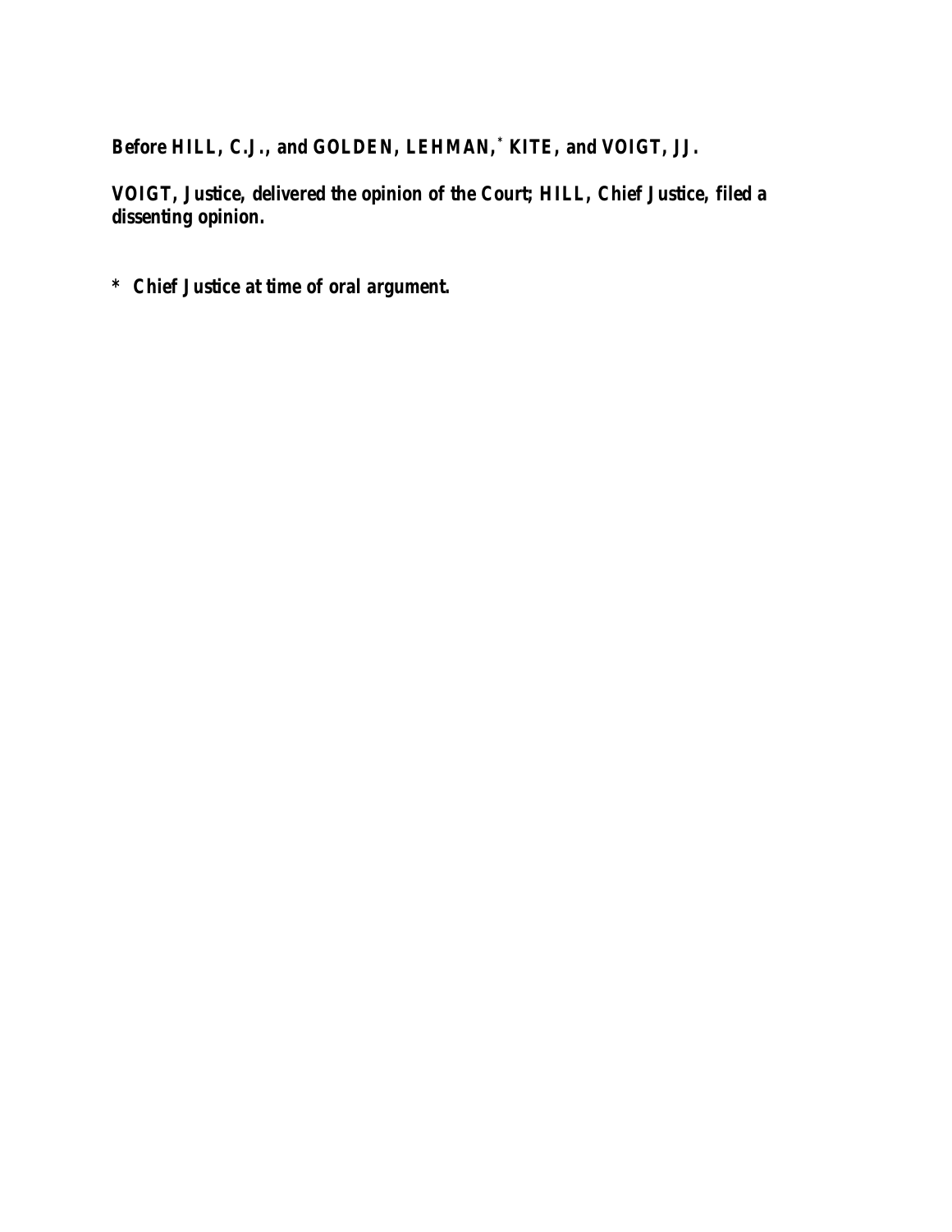**Before HILL, C.J., and GOLDEN, LEHMAN,[*] KITE, and VOIGT, JJ.**

**VOIGT, Justice, delivered the opinion of the Court; HILL, Chief Justice, filed a dissenting opinion.**

**\* Chief Justice at time of oral argument.**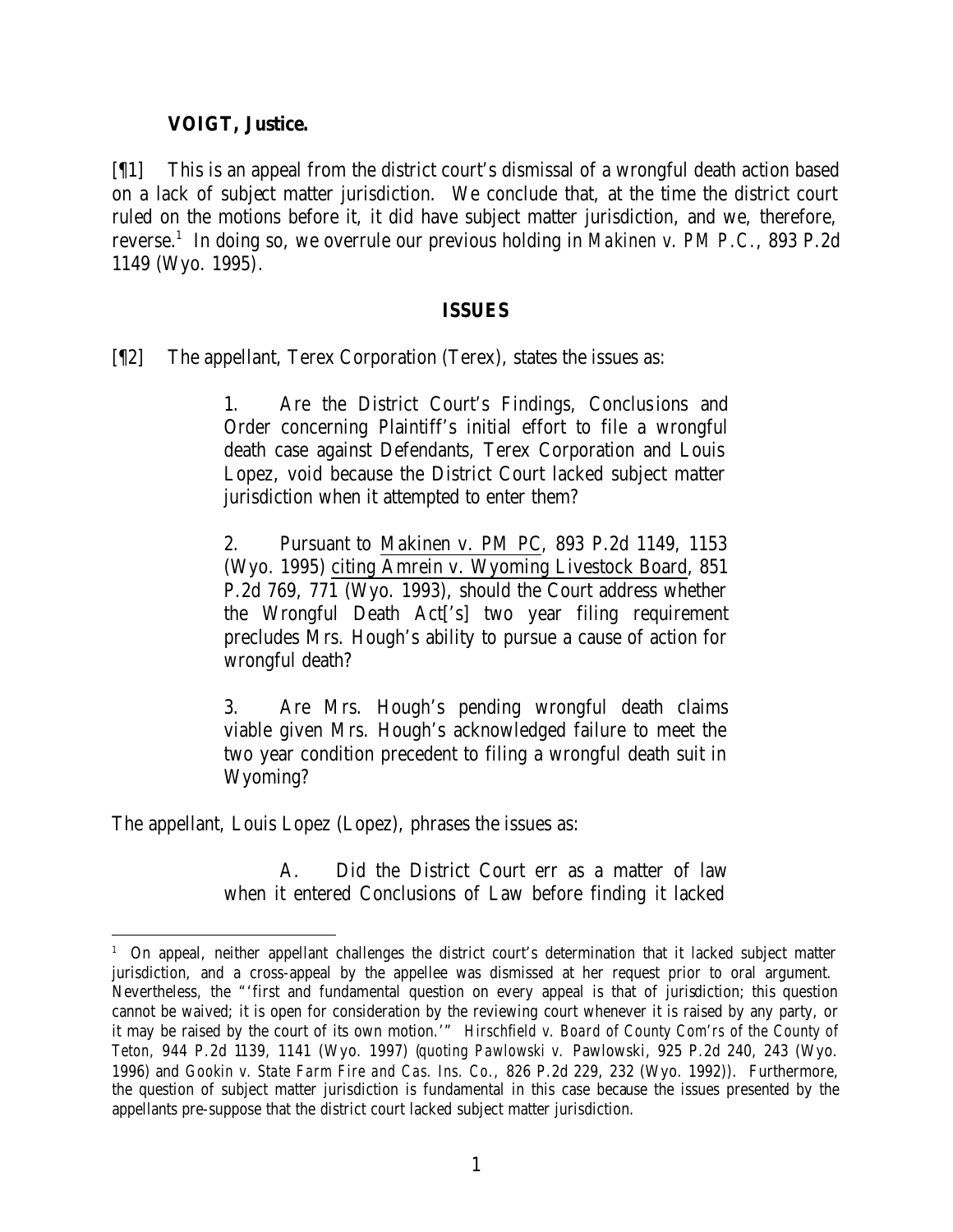**VOIGT, Justice.**

[¶1] This is an appeal from the district court's dismissal of a wrongful death action based on a lack of subject matter jurisdiction. We conclude that, at the time the district court ruled on the motions before it, it did have subject matter jurisdiction, and we, therefore, reverse.[1] In doing so, we overrule our previous holding in *Makinen v. PM P.C.*, 893 P.2d 1149 (Wyo. 1995).

## ISSUES

[¶2] The appellant, Terex Corporation (Terex), states the issues as:

> 1. Are the District Court's Findings, Conclusions and Order concerning Plaintiff's initial effort to file a wrongful death case against Defendants, Terex Corporation and Louis Lopez, void because the District Court lacked subject matter jurisdiction when it attempted to enter them?
>
> 2. Pursuant to Makinen v. PM PC, 893 P.2d 1149, 1153 (Wyo. 1995) citing Amrein v. Wyoming Livestock Board, 851 P.2d 769, 771 (Wyo. 1993), should the Court address whether the Wrongful Death Act['s] two year filing requirement precludes Mrs. Hough's ability to pursue a cause of action for wrongful death?
>
> 3. Are Mrs. Hough's pending wrongful death claims viable given Mrs. Hough's acknowledged failure to meet the two year condition precedent to filing a wrongful death suit in Wyoming?

The appellant, Louis Lopez (Lopez), phrases the issues as:

> A. Did the District Court err as a matter of law when it entered Conclusions of Law before finding it lacked

---

[1] On appeal, neither appellant challenges the district court's determination that it lacked subject matter jurisdiction, and a cross-appeal by the appellee was dismissed at her request prior to oral argument. Nevertheless, the "'first and fundamental question on every appeal is that of jurisdiction; this question cannot be waived; it is open for consideration by the reviewing court whenever it is raised by any party, or it may be raised by the court of its own motion.'" *Hirschfield v. Board of County Com'rs of the County of Teton*, 944 P.2d 1139, 1141 (Wyo. 1997) (*quoting Pawlowski v. Pawlowski*, 925 P.2d 240, 243 (Wyo. 1996) and *Gookin v. State Farm Fire and Cas. Ins. Co.*, 826 P.2d 229, 232 (Wyo. 1992)). Furthermore, the question of subject matter jurisdiction is fundamental in this case because the issues presented by the appellants pre-suppose that the district court lacked subject matter jurisdiction.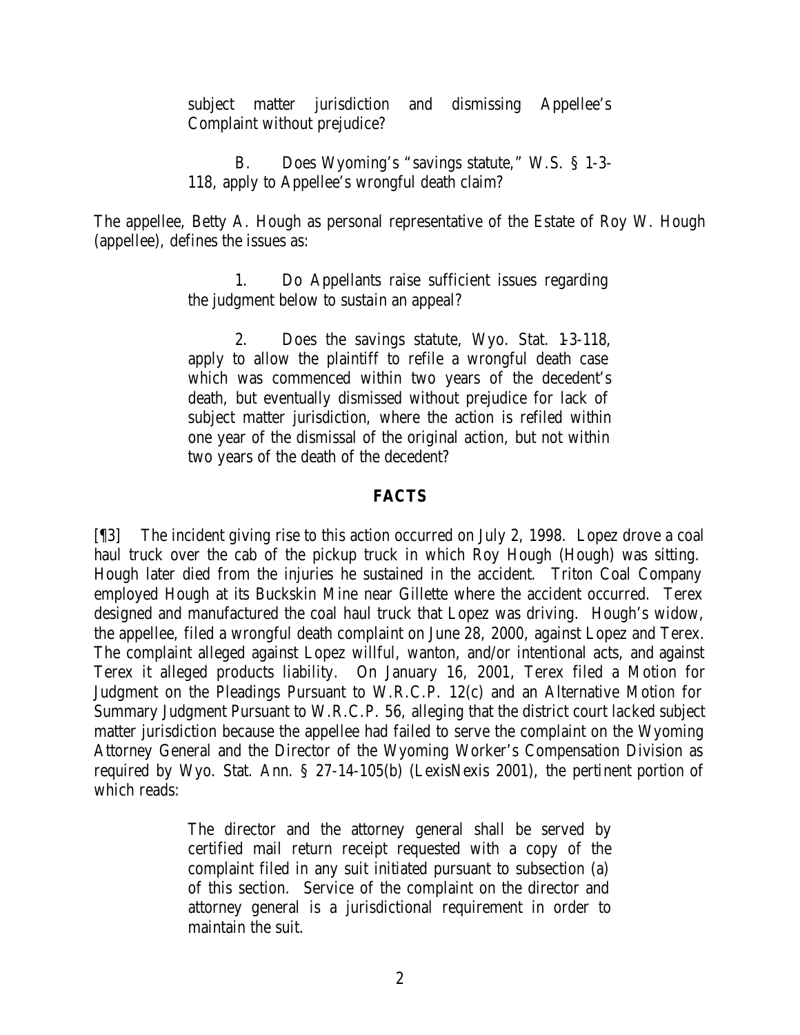> subject matter jurisdiction and dismissing Appellee's Complaint without prejudice?
>
> B. Does Wyoming's "savings statute," W.S. § 1-3-118, apply to Appellee's wrongful death claim?

The appellee, Betty A. Hough as personal representative of the Estate of Roy W. Hough (appellee), defines the issues as:

> 1. Do Appellants raise sufficient issues regarding the judgment below to sustain an appeal?
>
> 2. Does the savings statute, Wyo. Stat. 1-3-118, apply to allow the plaintiff to refile a wrongful death case which was commenced within two years of the decedent's death, but eventually dismissed without prejudice for lack of subject matter jurisdiction, where the action is refiled within one year of the dismissal of the original action, but not within two years of the death of the decedent?

## FACTS

[¶3] The incident giving rise to this action occurred on July 2, 1998. Lopez drove a coal haul truck over the cab of the pickup truck in which Roy Hough (Hough) was sitting. Hough later died from the injuries he sustained in the accident. Triton Coal Company employed Hough at its Buckskin Mine near Gillette where the accident occurred. Terex designed and manufactured the coal haul truck that Lopez was driving. Hough's widow, the appellee, filed a wrongful death complaint on June 28, 2000, against Lopez and Terex. The complaint alleged against Lopez willful, wanton, and/or intentional acts, and against Terex it alleged products liability. On January 16, 2001, Terex filed a Motion for Judgment on the Pleadings Pursuant to W.R.C.P. 12(c) and an Alternative Motion for Summary Judgment Pursuant to W.R.C.P. 56, alleging that the district court lacked subject matter jurisdiction because the appellee had failed to serve the complaint on the Wyoming Attorney General and the Director of the Wyoming Worker's Compensation Division as required by Wyo. Stat. Ann. § 27-14-105(b) (LexisNexis 2001), the pertinent portion of which reads:

> The director and the attorney general shall be served by certified mail return receipt requested with a copy of the complaint filed in any suit initiated pursuant to subsection (a) of this section. Service of the complaint on the director and attorney general is a jurisdictional requirement in order to maintain the suit.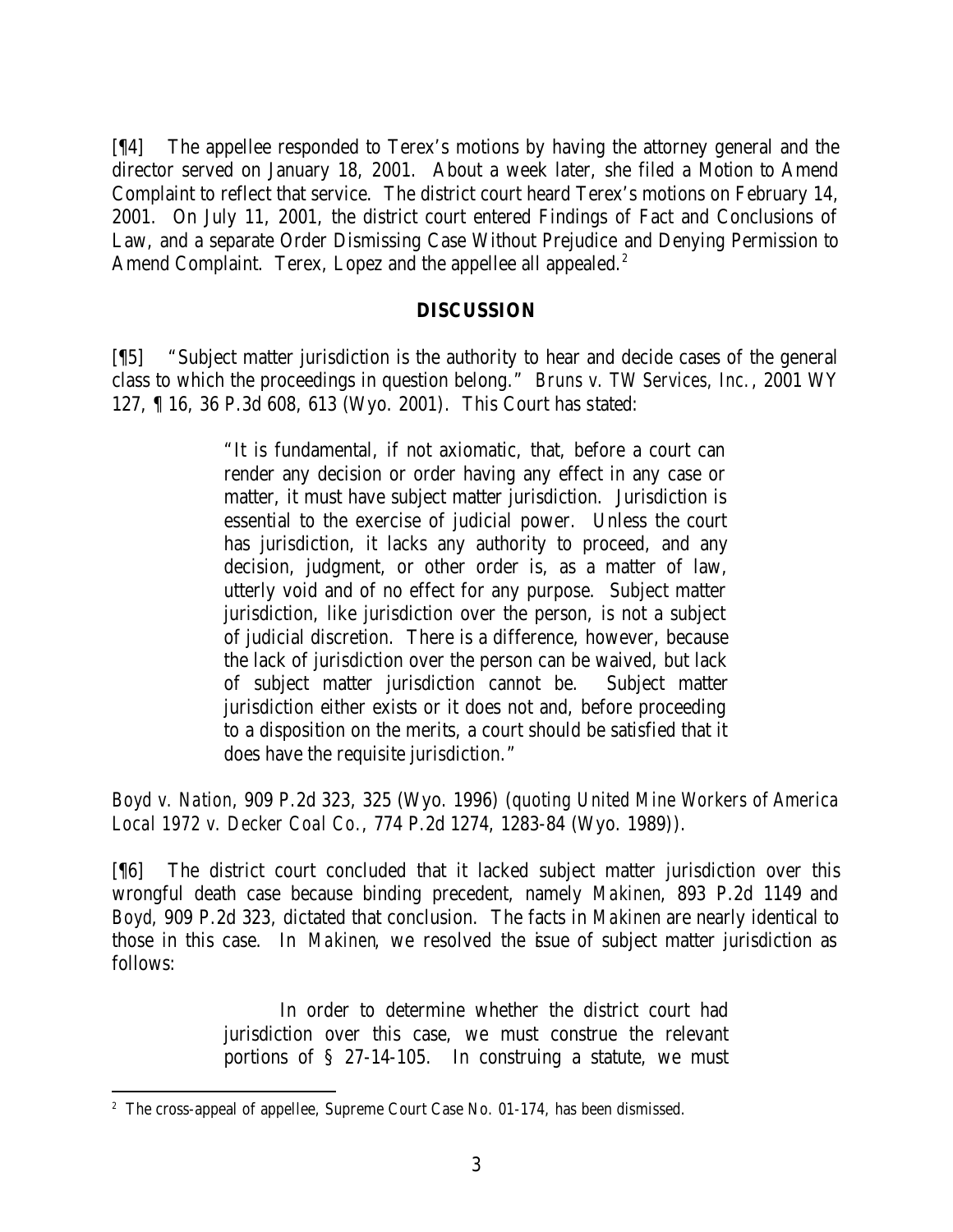[¶4] The appellee responded to Terex's motions by having the attorney general and the director served on January 18, 2001. About a week later, she filed a Motion to Amend Complaint to reflect that service. The district court heard Terex's motions on February 14, 2001. On July 11, 2001, the district court entered Findings of Fact and Conclusions of Law, and a separate Order Dismissing Case Without Prejudice and Denying Permission to Amend Complaint. Terex, Lopez and the appellee all appealed.[2]

## DISCUSSION

[¶5] "Subject matter jurisdiction is the authority to hear and decide cases of the general class to which the proceedings in question belong." *Bruns v. TW Services, Inc.*, 2001 WY 127, ¶ 16, 36 P.3d 608, 613 (Wyo. 2001). This Court has stated:

> "It is fundamental, if not axiomatic, that, before a court can render any decision or order having any effect in any case or matter, it must have subject matter jurisdiction. Jurisdiction is essential to the exercise of judicial power. Unless the court has jurisdiction, it lacks any authority to proceed, and any decision, judgment, or other order is, as a matter of law, utterly void and of no effect for any purpose. Subject matter jurisdiction, like jurisdiction over the person, is not a subject of judicial discretion. There is a difference, however, because the lack of jurisdiction over the person can be waived, but lack of subject matter jurisdiction cannot be. Subject matter jurisdiction either exists or it does not and, before proceeding to a disposition on the merits, a court should be satisfied that it does have the requisite jurisdiction."

*Boyd v. Nation*, 909 P.2d 323, 325 (Wyo. 1996) (*quoting United Mine Workers of America Local 1972 v. Decker Coal Co.*, 774 P.2d 1274, 1283-84 (Wyo. 1989)).

[¶6] The district court concluded that it lacked subject matter jurisdiction over this wrongful death case because binding precedent, namely *Makinen*, 893 P.2d 1149 and *Boyd*, 909 P.2d 323, dictated that conclusion. The facts in *Makinen* are nearly identical to those in this case. In *Makinen*, we resolved the issue of subject matter jurisdiction as follows:

> In order to determine whether the district court had jurisdiction over this case, we must construe the relevant portions of § 27-14-105. In construing a statute, we must

---

[2] The cross-appeal of appellee, Supreme Court Case No. 01-174, has been dismissed.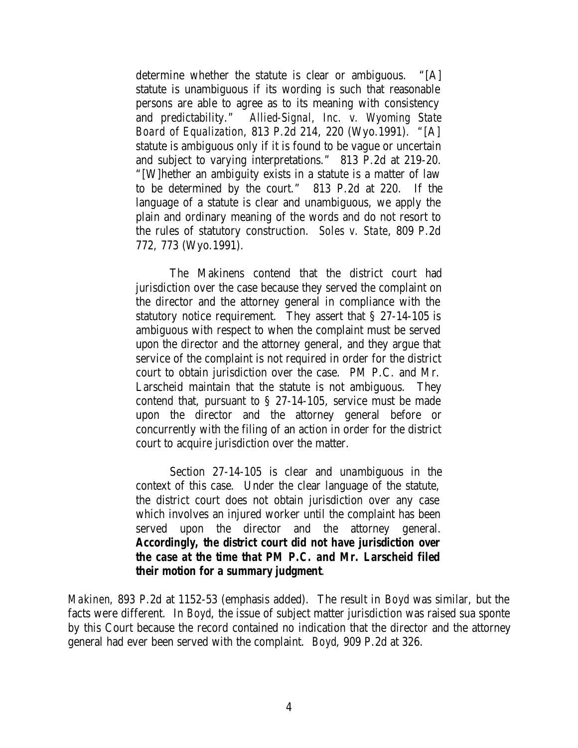determine whether the statute is clear or ambiguous. "[A] statute is unambiguous if its wording is such that reasonable persons are able to agree as to its meaning with consistency and predictability." *Allied-Signal, Inc. v. Wyoming State Board of Equalization*, 813 P.2d 214, 220 (Wyo.1991). "[A] statute is ambiguous only if it is found to be vague or uncertain and subject to varying interpretations." 813 P.2d at 219-20. "[W]hether an ambiguity exists in a statute is a matter of law to be determined by the court." 813 P.2d at 220. If the language of a statute is clear and unambiguous, we apply the plain and ordinary meaning of the words and do not resort to the rules of statutory construction. *Soles v. State*, 809 P.2d 772, 773 (Wyo.1991).

> The Makinens contend that the district court had jurisdiction over the case because they served the complaint on the director and the attorney general in compliance with the statutory notice requirement. They assert that § 27-14-105 is ambiguous with respect to when the complaint must be served upon the director and the attorney general, and they argue that service of the complaint is not required in order for the district court to obtain jurisdiction over the case. PM P.C. and Mr. Larscheid maintain that the statute is not ambiguous. They contend that, pursuant to § 27-14-105, service must be made upon the director and the attorney general before or concurrently with the filing of an action in order for the district court to acquire jurisdiction over the matter.
>
> Section 27-14-105 is clear and unambiguous in the context of this case. Under the clear language of the statute, the district court does not obtain jurisdiction over any case which involves an injured worker until the complaint has been served upon the director and the attorney general. **Accordingly, the district court did not have jurisdiction over the case at the time that PM P.C. and Mr. Larscheid filed their motion for a summary judgment**.

*Makinen*, 893 P.2d at 1152-53 (emphasis added). The result in *Boyd* was similar, but the facts were different. In *Boyd*, the issue of subject matter jurisdiction was raised sua sponte by this Court because the record contained no indication that the director and the attorney general had ever been served with the complaint. *Boyd*, 909 P.2d at 326.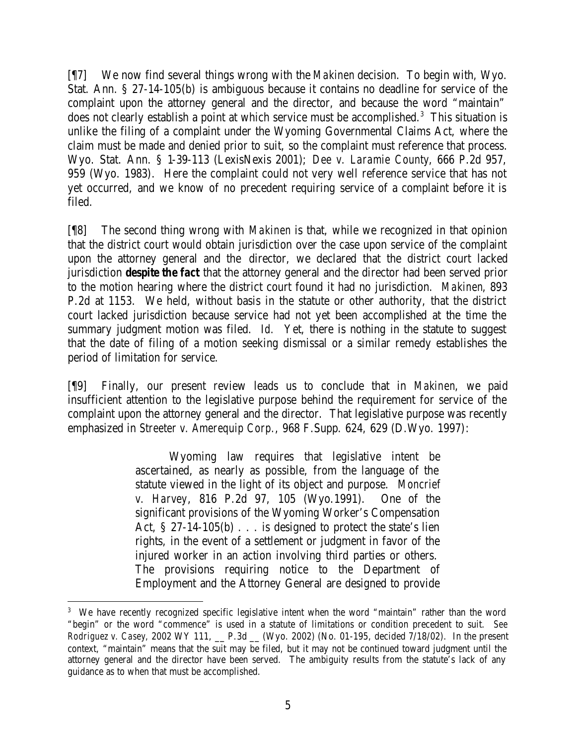[¶7] We now find several things wrong with the *Makinen* decision. To begin with, Wyo. Stat. Ann. § 27-14-105(b) is ambiguous because it contains no deadline for service of the complaint upon the attorney general and the director, and because the word "maintain" does not clearly establish a point at which service must be accomplished.[3] This situation is unlike the filing of a complaint under the Wyoming Governmental Claims Act, where the claim must be made and denied prior to suit, so the complaint must reference that process. Wyo. Stat. Ann. § 1-39-113 (LexisNexis 2001); *Dee v. Laramie County*, 666 P.2d 957, 959 (Wyo. 1983). Here the complaint could not very well reference service that has not yet occurred, and we know of no precedent requiring service of a complaint before it is filed.

[¶8] The second thing wrong with *Makinen* is that, while we recognized in that opinion that the district court would obtain jurisdiction over the case upon service of the complaint upon the attorney general and the director, we declared that the district court lacked jurisdiction **despite the fact** that the attorney general and the director had been served prior to the motion hearing where the district court found it had no jurisdiction. *Makinen*, 893 P.2d at 1153. We held, without basis in the statute or other authority, that the district court lacked jurisdiction because service had not yet been accomplished at the time the summary judgment motion was filed. *Id.* Yet, there is nothing in the statute to suggest that the date of filing of a motion seeking dismissal or a similar remedy establishes the period of limitation for service.

[¶9] Finally, our present review leads us to conclude that in *Makinen*, we paid insufficient attention to the legislative purpose behind the requirement for service of the complaint upon the attorney general and the director. That legislative purpose was recently emphasized in *Streeter v. Amerequip Corp.*, 968 F.Supp. 624, 629 (D.Wyo. 1997):

> Wyoming law requires that legislative intent be ascertained, as nearly as possible, from the language of the statute viewed in the light of its object and purpose. *Moncrief v. Harvey*, 816 P.2d 97, 105 (Wyo.1991). One of the significant provisions of the Wyoming Worker's Compensation Act, § 27-14-105(b) . . . is designed to protect the state's lien rights, in the event of a settlement or judgment in favor of the injured worker in an action involving third parties or others. The provisions requiring notice to the Department of Employment and the Attorney General are designed to provide

[3] We have recently recognized specific legislative intent when the word "maintain" rather than the word "begin" or the word "commence" is used in a statute of limitations or condition precedent to suit. *See Rodriguez v. Casey*, 2002 WY 111, __ P.3d __ (Wyo. 2002) (No. 01-195, decided 7/18/02). In the present context, "maintain" means that the suit may be filed, but it may not be continued toward judgment until the attorney general and the director have been served. The ambiguity results from the statute's lack of any guidance as to when that must be accomplished.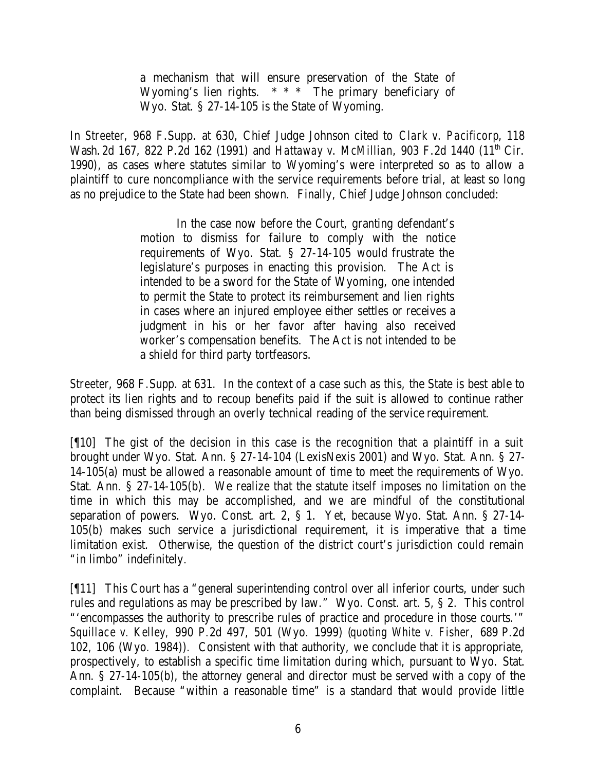> a mechanism that will ensure preservation of the State of Wyoming's lien rights. * * * The primary beneficiary of Wyo. Stat. § 27-14-105 is the State of Wyoming.

In *Streeter*, 968 F.Supp. at 630, Chief Judge Johnson cited to *Clark v. Pacificorp*, 118 Wash.2d 167, 822 P.2d 162 (1991) and *Hattaway v. McMillian*, 903 F.2d 1440 (11th Cir. 1990), as cases where statutes similar to Wyoming's were interpreted so as to allow a plaintiff to cure noncompliance with the service requirements before trial, at least so long as no prejudice to the State had been shown. Finally, Chief Judge Johnson concluded:

> In the case now before the Court, granting defendant's motion to dismiss for failure to comply with the notice requirements of Wyo. Stat. § 27-14-105 would frustrate the legislature's purposes in enacting this provision. The Act is intended to be a sword for the State of Wyoming, one intended to permit the State to protect its reimbursement and lien rights in cases where an injured employee either settles or receives a judgment in his or her favor after having also received worker's compensation benefits. The Act is not intended to be a shield for third party tortfeasors.

*Streeter*, 968 F.Supp. at 631. In the context of a case such as this, the State is best able to protect its lien rights and to recoup benefits paid if the suit is allowed to continue rather than being dismissed through an overly technical reading of the service requirement.

[¶10] The gist of the decision in this case is the recognition that a plaintiff in a suit brought under Wyo. Stat. Ann. § 27-14-104 (LexisNexis 2001) and Wyo. Stat. Ann. § 27-14-105(a) must be allowed a reasonable amount of time to meet the requirements of Wyo. Stat. Ann. § 27-14-105(b). We realize that the statute itself imposes no limitation on the time in which this may be accomplished, and we are mindful of the constitutional separation of powers. Wyo. Const. art. 2, § 1. Yet, because Wyo. Stat. Ann. § 27-14-105(b) makes such service a jurisdictional requirement, it is imperative that a time limitation exist. Otherwise, the question of the district court's jurisdiction could remain "in limbo" indefinitely.

[¶11] This Court has a "general superintending control over all inferior courts, under such rules and regulations as may be prescribed by law." Wyo. Const. art. 5, § 2. This control "'encompasses the authority to prescribe rules of practice and procedure in those courts.'" *Squillace v. Kelley,* 990 P.2d 497, 501 (Wyo. 1999) (*quoting White v. Fisher,* 689 P.2d 102, 106 (Wyo. 1984)). Consistent with that authority, we conclude that it is appropriate, prospectively, to establish a specific time limitation during which, pursuant to Wyo. Stat. Ann. § 27-14-105(b), the attorney general and director must be served with a copy of the complaint. Because "within a reasonable time" is a standard that would provide little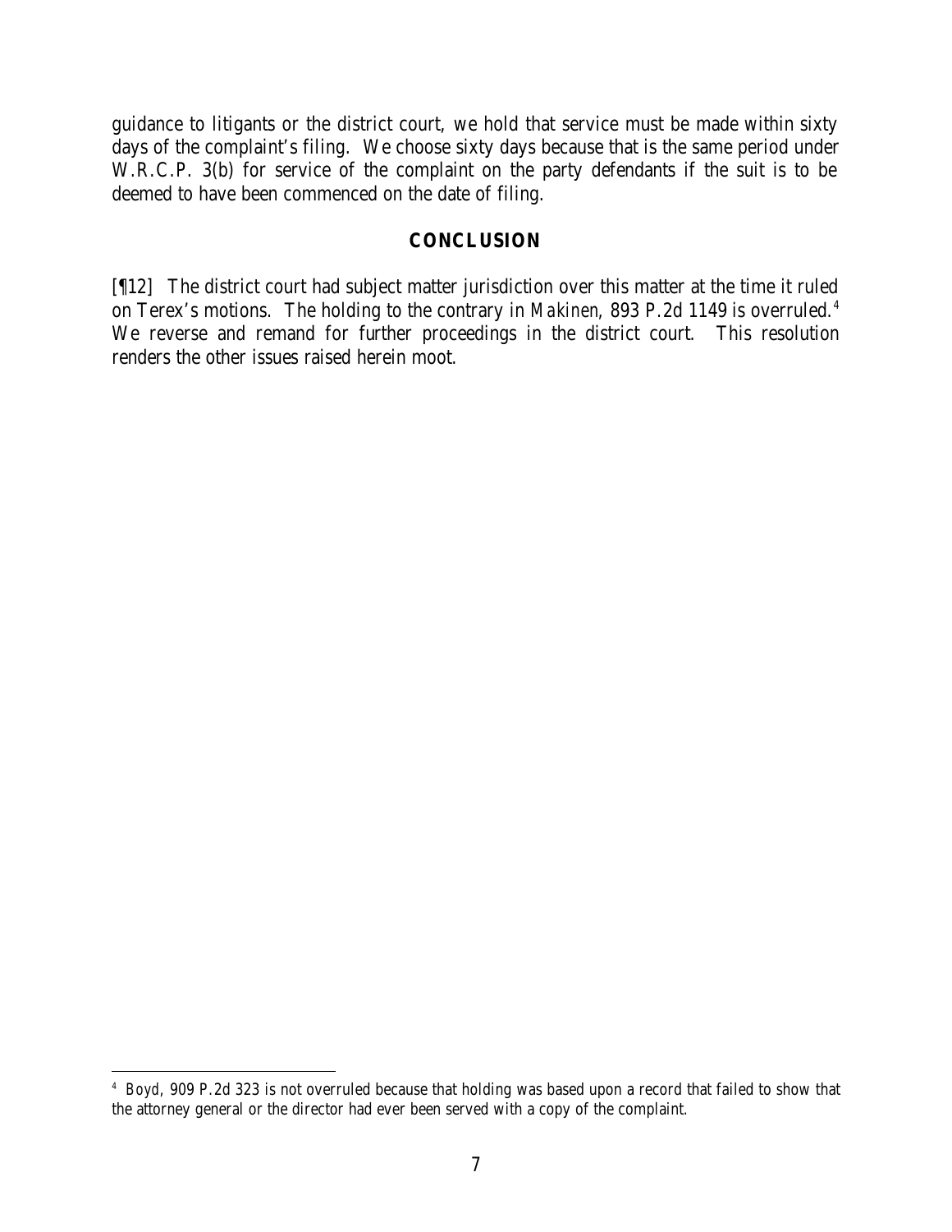guidance to litigants or the district court, we hold that service must be made within sixty days of the complaint's filing. We choose sixty days because that is the same period under W.R.C.P. 3(b) for service of the complaint on the party defendants if the suit is to be deemed to have been commenced on the date of filing.

## CONCLUSION

[¶12] The district court had subject matter jurisdiction over this matter at the time it ruled on Terex's motions. The holding to the contrary in *Makinen*, 893 P.2d 1149 is overruled.[4] We reverse and remand for further proceedings in the district court. This resolution renders the other issues raised herein moot.

---

[4] *Boyd*, 909 P.2d 323 is not overruled because that holding was based upon a record that failed to show that the attorney general or the director had ever been served with a copy of the complaint.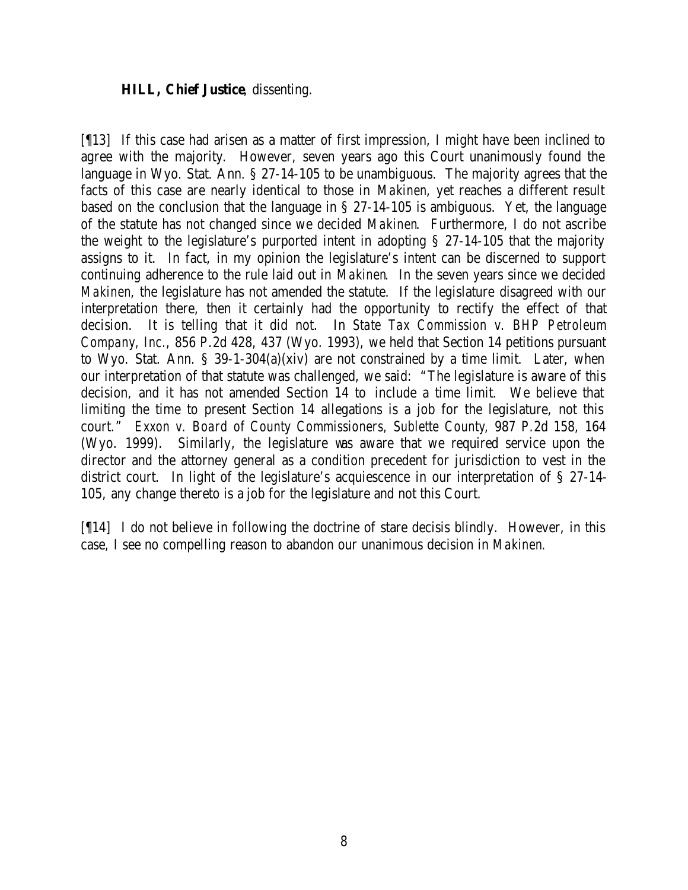**HILL, Chief Justice**, dissenting.

[¶13] If this case had arisen as a matter of first impression, I might have been inclined to agree with the majority. However, seven years ago this Court unanimously found the language in Wyo. Stat. Ann. § 27-14-105 to be unambiguous. The majority agrees that the facts of this case are nearly identical to those in *Makinen*, yet reaches a different result based on the conclusion that the language in § 27-14-105 is ambiguous. Yet, the language of the statute has not changed since we decided *Makinen*. Furthermore, I do not ascribe the weight to the legislature's purported intent in adopting § 27-14-105 that the majority assigns to it. In fact, in my opinion the legislature's intent can be discerned to support continuing adherence to the rule laid out in *Makinen*. In the seven years since we decided *Makinen*, the legislature has not amended the statute. If the legislature disagreed with our interpretation there, then it certainly had the opportunity to rectify the effect of that decision. It is telling that it did not. In *State Tax Commission v. BHP Petroleum Company, Inc.*, 856 P.2d 428, 437 (Wyo. 1993), we held that Section 14 petitions pursuant to Wyo. Stat. Ann. § 39-1-304(a)(xiv) are not constrained by a time limit. Later, when our interpretation of that statute was challenged, we said: "The legislature is aware of this decision, and it has not amended Section 14 to include a time limit. We believe that limiting the time to present Section 14 allegations is a job for the legislature, not this court." *Exxon v. Board of County Commissioners, Sublette County*, 987 P.2d 158, 164 (Wyo. 1999). Similarly, the legislature was aware that we required service upon the director and the attorney general as a condition precedent for jurisdiction to vest in the district court. In light of the legislature's acquiescence in our interpretation of § 27-14-105, any change thereto is a job for the legislature and not this Court.

[¶14] I do not believe in following the doctrine of stare decisis blindly. However, in this case, I see no compelling reason to abandon our unanimous decision in *Makinen*.